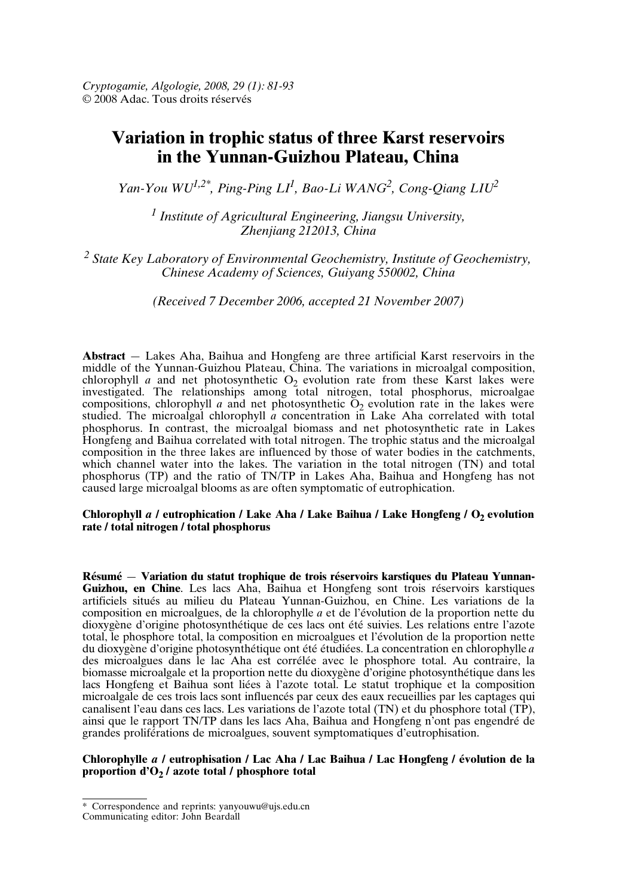*Cryptogamie, Algologie, 2008, 29 (1): 81-93*
© 2008 Adac. Tous droits réservés

# Variation in trophic status of three Karst reservoirs in the Yunnan-Guizhou Plateau, China

*Yan-You WU[1,2*], Ping-Ping LI[1], Bao-Li WANG[2], Cong-Qiang LIU[2]*

*[1] Institute of Agricultural Engineering, Jiangsu University, Zhenjiang 212013, China*

*[2] State Key Laboratory of Environmental Geochemistry, Institute of Geochemistry, Chinese Academy of Sciences, Guiyang 550002, China*

*(Received 7 December 2006, accepted 21 November 2007)*

**Abstract** — Lakes Aha, Baihua and Hongfeng are three artificial Karst reservoirs in the middle of the Yunnan-Guizhou Plateau, China. The variations in microalgal composition, chlorophyll *a* and net photosynthetic $O_2$ evolution rate from these Karst lakes were investigated. The relationships among total nitrogen, total phosphorus, microalgae compositions, chlorophyll *a* and net photosynthetic $O_2$ evolution rate in the lakes were studied. The microalgal chlorophyll *a* concentration in Lake Aha correlated with total phosphorus. In contrast, the microalgal biomass and net photosynthetic rate in Lakes Hongfeng and Baihua correlated with total nitrogen. The trophic status and the microalgal composition in the three lakes are influenced by those of water bodies in the catchments, which channel water into the lakes. The variation in the total nitrogen (TN) and total phosphorus (TP) and the ratio of TN/TP in Lakes Aha, Baihua and Hongfeng has not caused large microalgal blooms as are often symptomatic of eutrophication.

**Chlorophyll *a* / eutrophication / Lake Aha / Lake Baihua / Lake Hongfeng / $O_2$ evolution rate / total nitrogen / total phosphorus**

**Résumé** — **Variation du statut trophique de trois réservoirs karstiques du Plateau Yunnan-Guizhou, en Chine**. Les lacs Aha, Baihua et Hongfeng sont trois réservoirs karstiques artificiels situés au milieu du Plateau Yunnan-Guizhou, en Chine. Les variations de la composition en microalgues, de la chlorophylle *a* et de l'évolution de la proportion nette du dioxygène d'origine photosynthétique de ces lacs ont été suivies. Les relations entre l'azote total, le phosphore total, la composition en microalgues et l'évolution de la proportion nette du dioxygène d'origine photosynthétique ont été étudiées. La concentration en chlorophylle *a* des microalgues dans le lac Aha est corrélée avec le phosphore total. Au contraire, la biomasse microalgale et la proportion nette du dioxygène d'origine photosynthétique dans les lacs Hongfeng et Baihua sont liées à l'azote total. Le statut trophique et la composition microalgale de ces trois lacs sont influencés par ceux des eaux recueillies par les captages qui canalisent l'eau dans ces lacs. Les variations de l'azote total (TN) et du phosphore total (TP), ainsi que le rapport TN/TP dans les lacs Aha, Baihua and Hongfeng n'ont pas engendré de grandes proliférations de microalgues, souvent symptomatiques d'eutrophisation.

**Chlorophylle *a* / eutrophisation / Lac Aha / Lac Baihua / Lac Hongfeng / évolution de la proportion d'$O_2$ / azote total / phosphore total**

---

\* Correspondence and reprints: yanyouwu@ujs.edu.cn
Communicating editor: John Beardall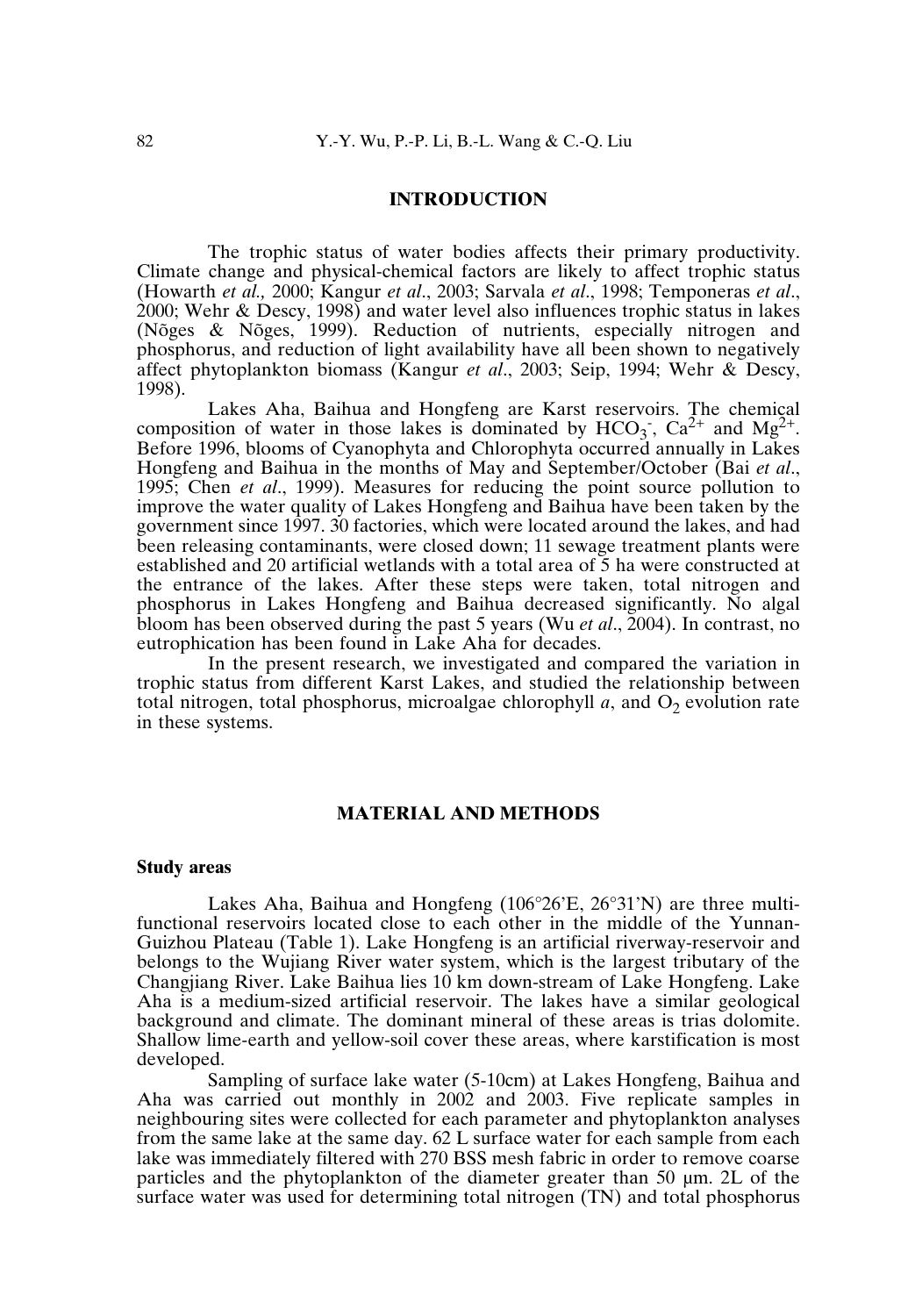## INTRODUCTION

The trophic status of water bodies affects their primary productivity. Climate change and physical-chemical factors are likely to affect trophic status (Howarth *et al.,* 2000; Kangur *et al*., 2003; Sarvala *et al*., 1998; Temponeras *et al*., 2000; Wehr & Descy, 1998) and water level also influences trophic status in lakes (Nõges & Nõges, 1999). Reduction of nutrients, especially nitrogen and phosphorus, and reduction of light availability have all been shown to negatively affect phytoplankton biomass (Kangur *et al*., 2003; Seip, 1994; Wehr & Descy, 1998).

Lakes Aha, Baihua and Hongfeng are Karst reservoirs. The chemical composition of water in those lakes is dominated by $HCO_3^-$, $Ca^{2+}$ and $Mg^{2+}$. Before 1996, blooms of Cyanophyta and Chlorophyta occurred annually in Lakes Hongfeng and Baihua in the months of May and September/October (Bai *et al*., 1995; Chen *et al*., 1999). Measures for reducing the point source pollution to improve the water quality of Lakes Hongfeng and Baihua have been taken by the government since 1997. 30 factories, which were located around the lakes, and had been releasing contaminants, were closed down; 11 sewage treatment plants were established and 20 artificial wetlands with a total area of 5 ha were constructed at the entrance of the lakes. After these steps were taken, total nitrogen and phosphorus in Lakes Hongfeng and Baihua decreased significantly. No algal bloom has been observed during the past 5 years (Wu *et al*., 2004). In contrast, no eutrophication has been found in Lake Aha for decades.

In the present research, we investigated and compared the variation in trophic status from different Karst Lakes, and studied the relationship between total nitrogen, total phosphorus, microalgae chlorophyll *a*, and $O_2$ evolution rate in these systems.

## MATERIAL AND METHODS

### Study areas

Lakes Aha, Baihua and Hongfeng (106°26'E, 26°31'N) are three multi-functional reservoirs located close to each other in the middle of the Yunnan-Guizhou Plateau (Table 1). Lake Hongfeng is an artificial riverway-reservoir and belongs to the Wujiang River water system, which is the largest tributary of the Changjiang River. Lake Baihua lies 10 km down-stream of Lake Hongfeng. Lake Aha is a medium-sized artificial reservoir. The lakes have a similar geological background and climate. The dominant mineral of these areas is trias dolomite. Shallow lime-earth and yellow-soil cover these areas, where karstification is most developed.

Sampling of surface lake water (5-10cm) at Lakes Hongfeng, Baihua and Aha was carried out monthly in 2002 and 2003. Five replicate samples in neighbouring sites were collected for each parameter and phytoplankton analyses from the same lake at the same day. 62 L surface water for each sample from each lake was immediately filtered with 270 BSS mesh fabric in order to remove coarse particles and the phytoplankton of the diameter greater than 50 μm. 2L of the surface water was used for determining total nitrogen (TN) and total phosphorus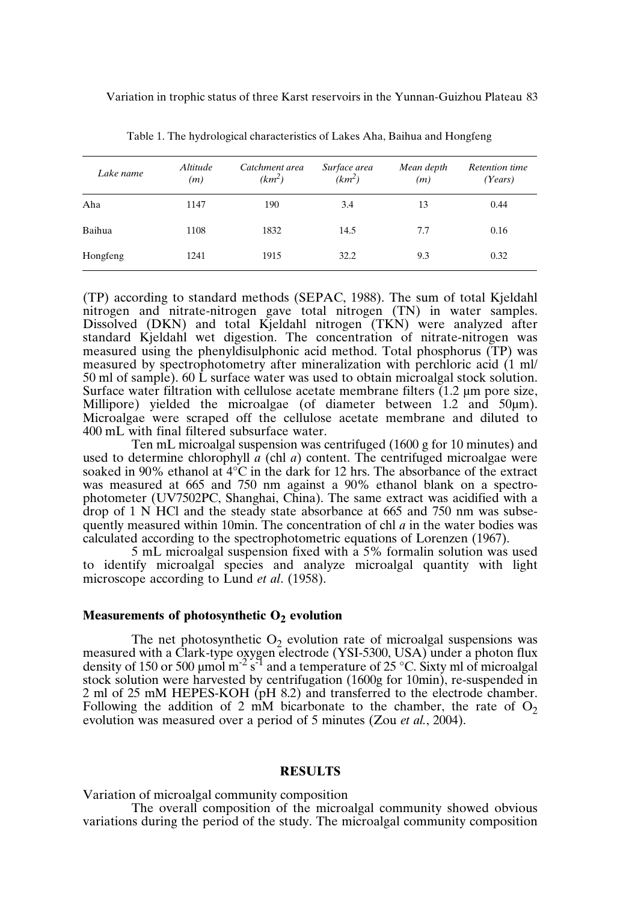Table 1. The hydrological characteristics of Lakes Aha, Baihua and Hongfeng

| *Lake name* | *Altitude (m)* | *Catchment area ($km^2$)* | *Surface area ($km^2$)* | *Mean depth (m)* | *Retention time (Years)* |
|---|---|---|---|---|---|
| Aha | 1147 | 190 | 3.4 | 13 | 0.44 |
| Baihua | 1108 | 1832 | 14.5 | 7.7 | 0.16 |
| Hongfeng | 1241 | 1915 | 32.2 | 9.3 | 0.32 |

(TP) according to standard methods (SEPAC, 1988). The sum of total Kjeldahl nitrogen and nitrate-nitrogen gave total nitrogen (TN) in water samples. Dissolved (DKN) and total Kjeldahl nitrogen (TKN) were analyzed after standard Kjeldahl wet digestion. The concentration of nitrate-nitrogen was measured using the phenyldisulphonic acid method. Total phosphorus (TP) was measured by spectrophotometry after mineralization with perchloric acid (1 ml/ 50 ml of sample). 60 L surface water was used to obtain microalgal stock solution. Surface water filtration with cellulose acetate membrane filters (1.2 μm pore size, Millipore) yielded the microalgae (of diameter between 1.2 and 50μm). Microalgae were scraped off the cellulose acetate membrane and diluted to 400 mL with final filtered subsurface water.

Ten mL microalgal suspension was centrifuged (1600 g for 10 minutes) and used to determine chlorophyll *a* (chl *a*) content. The centrifuged microalgae were soaked in 90% ethanol at 4°C in the dark for 12 hrs. The absorbance of the extract was measured at 665 and 750 nm against a 90% ethanol blank on a spectrophotometer (UV7502PC, Shanghai, China). The same extract was acidified with a drop of 1 N HCl and the steady state absorbance at 665 and 750 nm was subsequently measured within 10min. The concentration of chl *a* in the water bodies was calculated according to the spectrophotometric equations of Lorenzen (1967).

5 mL microalgal suspension fixed with a 5% formalin solution was used to identify microalgal species and analyze microalgal quantity with light microscope according to Lund *et al*. (1958).

### Measurements of photosynthetic $O_2$ evolution

The net photosynthetic $O_2$ evolution rate of microalgal suspensions was measured with a Clark-type oxygen electrode (YSI-5300, USA) under a photon flux density of 150 or 500 μmol $m^{-2}$ $s^{-1}$ and a temperature of 25 °C. Sixty ml of microalgal stock solution were harvested by centrifugation (1600g for 10min), re-suspended in 2 ml of 25 mM HEPES-KOH (pH 8.2) and transferred to the electrode chamber. Following the addition of 2 mM bicarbonate to the chamber, the rate of $O_2$ evolution was measured over a period of 5 minutes (Zou *et al.*, 2004).

## RESULTS

Variation of microalgal community composition

The overall composition of the microalgal community showed obvious variations during the period of the study. The microalgal community composition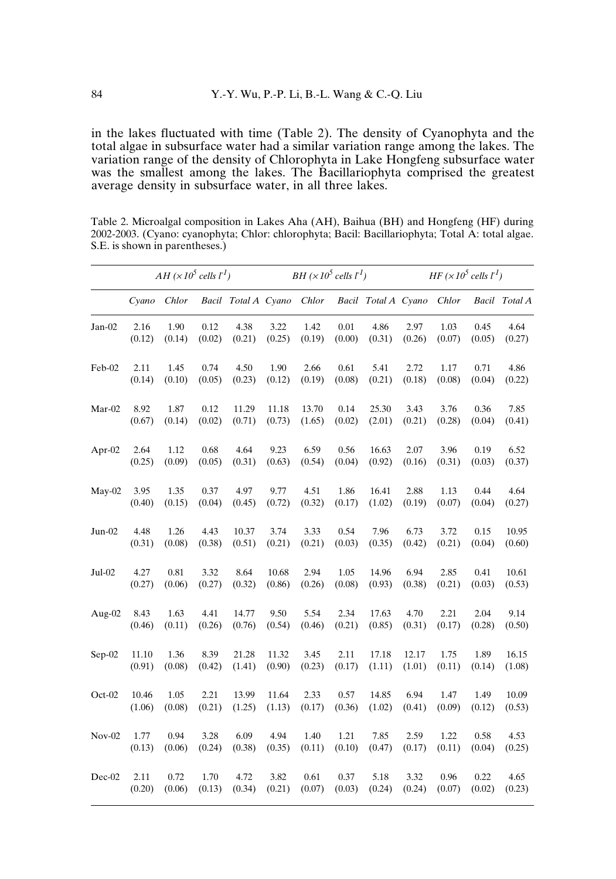in the lakes fluctuated with time (Table 2). The density of Cyanophyta and the total algae in subsurface water had a similar variation range among the lakes. The variation range of the density of Chlorophyta in Lake Hongfeng subsurface water was the smallest among the lakes. The Bacillariophyta comprised the greatest average density in subsurface water, in all three lakes.

Table 2. Microalgal composition in Lakes Aha (AH), Baihua (BH) and Hongfeng (HF) during 2002-2003. (Cyano: cyanophyta; Chlor: chlorophyta; Bacil: Bacillariophyta; Total A: total algae. S.E. is shown in parentheses.)

| | *AH* ($\times 10^5$ *cells* $l^{-1}$) | | | | *BH* ($\times 10^5$ *cells* $l^{-1}$) | | | | *HF* ($\times 10^5$ *cells* $l^{-1}$) | | | |
|---|---|---|---|---|---|---|---|---|---|---|---|---|
| | *Cyano* | *Chlor* | *Bacil* | *Total A* | *Cyano* | *Chlor* | *Bacil* | *Total A* | *Cyano* | *Chlor* | *Bacil* | *Total A* |
| Jan-02 | 2.16 (0.12) | 1.90 (0.14) | 0.12 (0.02) | 4.38 (0.21) | 3.22 (0.25) | 1.42 (0.19) | 0.01 (0.00) | 4.86 (0.31) | 2.97 (0.26) | 1.03 (0.07) | 0.45 (0.05) | 4.64 (0.27) |
| Feb-02 | 2.11 (0.14) | 1.45 (0.10) | 0.74 (0.05) | 4.50 (0.23) | 1.90 (0.12) | 2.66 (0.19) | 0.61 (0.08) | 5.41 (0.21) | 2.72 (0.18) | 1.17 (0.08) | 0.71 (0.04) | 4.86 (0.22) |
| Mar-02 | 8.92 (0.67) | 1.87 (0.14) | 0.12 (0.02) | 11.29 (0.71) | 11.18 (0.73) | 13.70 (1.65) | 0.14 (0.02) | 25.30 (2.01) | 3.43 (0.21) | 3.76 (0.28) | 0.36 (0.04) | 7.85 (0.41) |
| Apr-02 | 2.64 (0.25) | 1.12 (0.09) | 0.68 (0.05) | 4.64 (0.31) | 9.23 (0.63) | 6.59 (0.54) | 0.56 (0.04) | 16.63 (0.92) | 2.07 (0.16) | 3.96 (0.31) | 0.19 (0.03) | 6.52 (0.37) |
| May-02 | 3.95 (0.40) | 1.35 (0.15) | 0.37 (0.04) | 4.97 (0.45) | 9.77 (0.72) | 4.51 (0.32) | 1.86 (0.17) | 16.41 (1.02) | 2.88 (0.19) | 1.13 (0.07) | 0.44 (0.04) | 4.64 (0.27) |
| Jun-02 | 4.48 (0.31) | 1.26 (0.08) | 4.43 (0.38) | 10.37 (0.51) | 3.74 (0.21) | 3.33 (0.21) | 0.54 (0.03) | 7.96 (0.35) | 6.73 (0.42) | 3.72 (0.21) | 0.15 (0.04) | 10.95 (0.60) |
| Jul-02 | 4.27 (0.27) | 0.81 (0.06) | 3.32 (0.27) | 8.64 (0.32) | 10.68 (0.86) | 2.94 (0.26) | 1.05 (0.08) | 14.96 (0.93) | 6.94 (0.38) | 2.85 (0.21) | 0.41 (0.03) | 10.61 (0.53) |
| Aug-02 | 8.43 (0.46) | 1.63 (0.11) | 4.41 (0.26) | 14.77 (0.76) | 9.50 (0.54) | 5.54 (0.46) | 2.34 (0.21) | 17.63 (0.85) | 4.70 (0.31) | 2.21 (0.17) | 2.04 (0.28) | 9.14 (0.50) |
| Sep-02 | 11.10 (0.91) | 1.36 (0.08) | 8.39 (0.42) | 21.28 (1.41) | 11.32 (0.90) | 3.45 (0.23) | 2.11 (0.17) | 17.18 (1.11) | 12.17 (1.01) | 1.75 (0.11) | 1.89 (0.14) | 16.15 (1.08) |
| Oct-02 | 10.46 (1.06) | 1.05 (0.08) | 2.21 (0.21) | 13.99 (1.25) | 11.64 (1.13) | 2.33 (0.17) | 0.57 (0.36) | 14.85 (1.02) | 6.94 (0.41) | 1.47 (0.09) | 1.49 (0.12) | 10.09 (0.53) |
| Nov-02 | 1.77 (0.13) | 0.94 (0.06) | 3.28 (0.24) | 6.09 (0.38) | 4.94 (0.35) | 1.40 (0.11) | 1.21 (0.10) | 7.85 (0.47) | 2.59 (0.17) | 1.22 (0.11) | 0.58 (0.04) | 4.53 (0.25) |
| Dec-02 | 2.11 (0.20) | 0.72 (0.06) | 1.70 (0.13) | 4.72 (0.34) | 3.82 (0.21) | 0.61 (0.07) | 0.37 (0.03) | 5.18 (0.24) | 3.32 (0.24) | 0.96 (0.07) | 0.22 (0.02) | 4.65 (0.23) |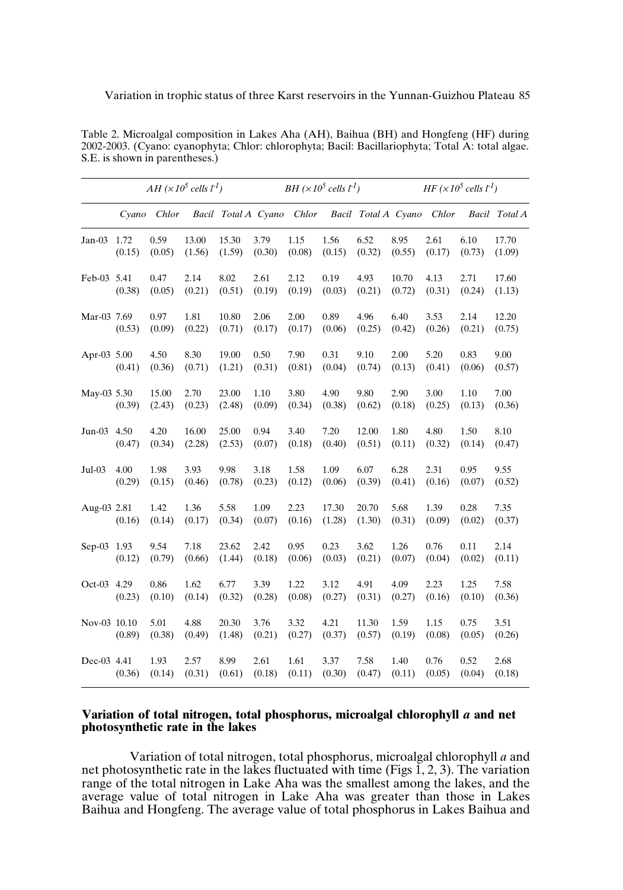Table 2. Microalgal composition in Lakes Aha (AH), Baihua (BH) and Hongfeng (HF) during 2002-2003. (Cyano: cyanophyta; Chlor: chlorophyta; Bacil: Bacillariophyta; Total A: total algae. S.E. is shown in parentheses.)

| | AH ($\times 10^5$ cells $l^{-1}$) | | | | BH ($\times 10^5$ cells $l^{-1}$) | | | | HF ($\times 10^5$ cells $l^{-1}$) | | | |
|---|---|---|---|---|---|---|---|---|---|---|---|---|
| | Cyano | Chlor | Bacil | Total A | Cyano | Chlor | Bacil | Total A | Cyano | Chlor | Bacil | Total A |
| Jan-03 | 1.72 (0.15) | 0.59 (0.05) | 13.00 (1.56) | 15.30 (1.59) | 3.79 (0.30) | 1.15 (0.08) | 1.56 (0.15) | 6.52 (0.32) | 8.95 (0.55) | 2.61 (0.17) | 6.10 (0.73) | 17.70 (1.09) |
| Feb-03 | 5.41 (0.38) | 0.47 (0.05) | 2.14 (0.21) | 8.02 (0.51) | 2.61 (0.19) | 2.12 (0.19) | 0.19 (0.03) | 4.93 (0.21) | 10.70 (0.72) | 4.13 (0.31) | 2.71 (0.24) | 17.60 (1.13) |
| Mar-03 | 7.69 (0.53) | 0.97 (0.09) | 1.81 (0.22) | 10.80 (0.71) | 2.06 (0.17) | 2.00 (0.17) | 0.89 (0.06) | 4.96 (0.25) | 6.40 (0.42) | 3.53 (0.26) | 2.14 (0.21) | 12.20 (0.75) |
| Apr-03 | 5.00 (0.41) | 4.50 (0.36) | 8.30 (0.71) | 19.00 (1.21) | 0.50 (0.31) | 7.90 (0.81) | 0.31 (0.04) | 9.10 (0.74) | 2.00 (0.13) | 5.20 (0.41) | 0.83 (0.06) | 9.00 (0.57) |
| May-03 | 5.30 (0.39) | 15.00 (2.43) | 2.70 (0.23) | 23.00 (2.48) | 1.10 (0.09) | 3.80 (0.34) | 4.90 (0.38) | 9.80 (0.62) | 2.90 (0.18) | 3.00 (0.25) | 1.10 (0.13) | 7.00 (0.36) |
| Jun-03 | 4.50 (0.47) | 4.20 (0.34) | 16.00 (2.28) | 25.00 (2.53) | 0.94 (0.07) | 3.40 (0.18) | 7.20 (0.40) | 12.00 (0.51) | 1.80 (0.11) | 4.80 (0.32) | 1.50 (0.14) | 8.10 (0.47) |
| Jul-03 | 4.00 (0.29) | 1.98 (0.15) | 3.93 (0.46) | 9.98 (0.78) | 3.18 (0.23) | 1.58 (0.12) | 1.09 (0.06) | 6.07 (0.39) | 6.28 (0.41) | 2.31 (0.16) | 0.95 (0.07) | 9.55 (0.52) |
| Aug-03 | 2.81 (0.16) | 1.42 (0.14) | 1.36 (0.17) | 5.58 (0.34) | 1.09 (0.07) | 2.23 (0.16) | 17.30 (1.28) | 20.70 (1.30) | 5.68 (0.31) | 1.39 (0.09) | 0.28 (0.02) | 7.35 (0.37) |
| Sep-03 | 1.93 (0.12) | 9.54 (0.79) | 7.18 (0.66) | 23.62 (1.44) | 2.42 (0.18) | 0.95 (0.06) | 0.23 (0.03) | 3.62 (0.21) | 1.26 (0.07) | 0.76 (0.04) | 0.11 (0.02) | 2.14 (0.11) |
| Oct-03 | 4.29 (0.23) | 0.86 (0.10) | 1.62 (0.14) | 6.77 (0.32) | 3.39 (0.28) | 1.22 (0.08) | 3.12 (0.27) | 4.91 (0.31) | 4.09 (0.27) | 2.23 (0.16) | 1.25 (0.10) | 7.58 (0.36) |
| Nov-03 | 10.10 (0.89) | 5.01 (0.38) | 4.88 (0.49) | 20.30 (1.48) | 3.76 (0.21) | 3.32 (0.27) | 4.21 (0.37) | 11.30 (0.57) | 1.59 (0.19) | 1.15 (0.08) | 0.75 (0.05) | 3.51 (0.26) |
| Dec-03 | 4.41 (0.36) | 1.93 (0.14) | 2.57 (0.31) | 8.99 (0.61) | 2.61 (0.18) | 1.61 (0.11) | 3.37 (0.30) | 7.58 (0.47) | 1.40 (0.11) | 0.76 (0.05) | 0.52 (0.04) | 2.68 (0.18) |

### Variation of total nitrogen, total phosphorus, microalgal chlorophyll *a* and net photosynthetic rate in the lakes

Variation of total nitrogen, total phosphorus, microalgal chlorophyll *a* and net photosynthetic rate in the lakes fluctuated with time (Figs 1, 2, 3). The variation range of the total nitrogen in Lake Aha was the smallest among the lakes, and the average value of total nitrogen in Lake Aha was greater than those in Lakes Baihua and Hongfeng. The average value of total phosphorus in Lakes Baihua and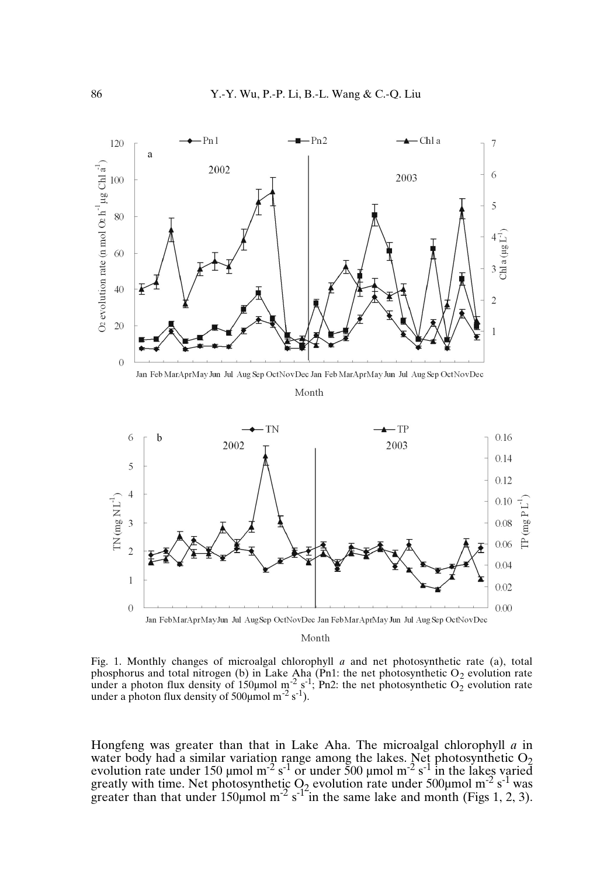Fig. 1. Monthly changes of microalgal chlorophyll *a* and net photosynthetic rate (a), total phosphorus and total nitrogen (b) in Lake Aha (Pn1: the net photosynthetic $O_2$ evolution rate under a photon flux density of 150μmol $m^{-2}$ $s^{-1}$; Pn2: the net photosynthetic $O_2$ evolution rate under a photon flux density of 500μmol $m^{-2}$ $s^{-1}$).

Hongfeng was greater than that in Lake Aha. The microalgal chlorophyll *a* in water body had a similar variation range among the lakes. Net photosynthetic $O_2$ evolution rate under 150 μmol $m^{-2}$ $s^{-1}$ or under 500 μmol $m^{-2}$ $s^{-1}$ in the lakes varied greatly with time. Net photosynthetic $O_2$ evolution rate under 500μmol $m^{-2}$ $s^{-1}$ was greater than that under 150μmol $m^{-2}$ $s^{-1}$ in the same lake and month (Figs 1, 2, 3).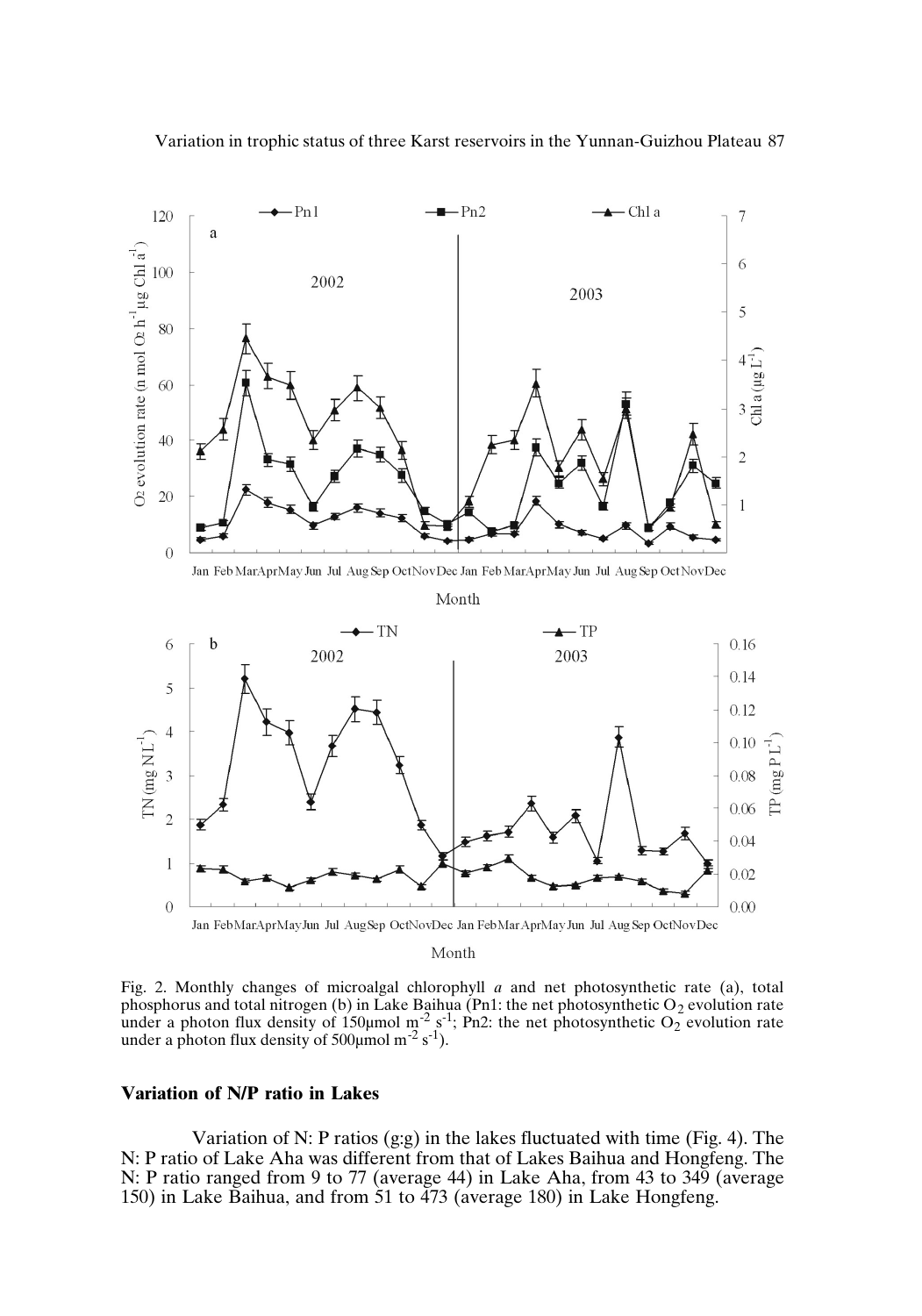Fig. 2. Monthly changes of microalgal chlorophyll *a* and net photosynthetic rate (a), total phosphorus and total nitrogen (b) in Lake Baihua (Pn1: the net photosynthetic $O_2$ evolution rate under a photon flux density of 150μmol $m^{-2}$ $s^{-1}$; Pn2: the net photosynthetic $O_2$ evolution rate under a photon flux density of 500μmol $m^{-2}$ $s^{-1}$).

### Variation of N/P ratio in Lakes

Variation of N: P ratios (g:g) in the lakes fluctuated with time (Fig. 4). The N: P ratio of Lake Aha was different from that of Lakes Baihua and Hongfeng. The N: P ratio ranged from 9 to 77 (average 44) in Lake Aha, from 43 to 349 (average 150) in Lake Baihua, and from 51 to 473 (average 180) in Lake Hongfeng.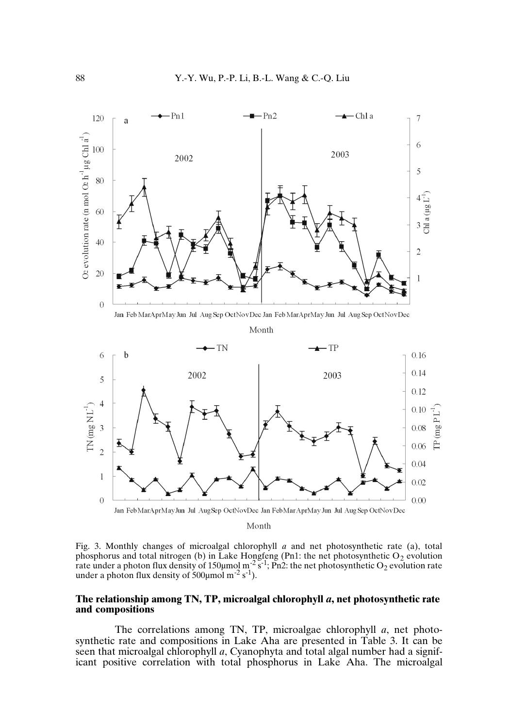Fig. 3. Monthly changes of microalgal chlorophyll *a* and net photosynthetic rate (a), total phosphorus and total nitrogen (b) in Lake Hongfeng (Pn1: the net photosynthetic $O_2$ evolution rate under a photon flux density of 150μmol $m^{-2}$ $s^{-1}$; Pn2: the net photosynthetic $O_2$ evolution rate under a photon flux density of 500μmol $m^{-2}$ $s^{-1}$).

### The relationship among TN, TP, microalgal chlorophyll *a*, net photosynthetic rate and compositions

The correlations among TN, TP, microalgae chlorophyll *a*, net photosynthetic rate and compositions in Lake Aha are presented in Table 3. It can be seen that microalgal chlorophyll *a*, Cyanophyta and total algal number had a significant positive correlation with total phosphorus in Lake Aha. The microalgal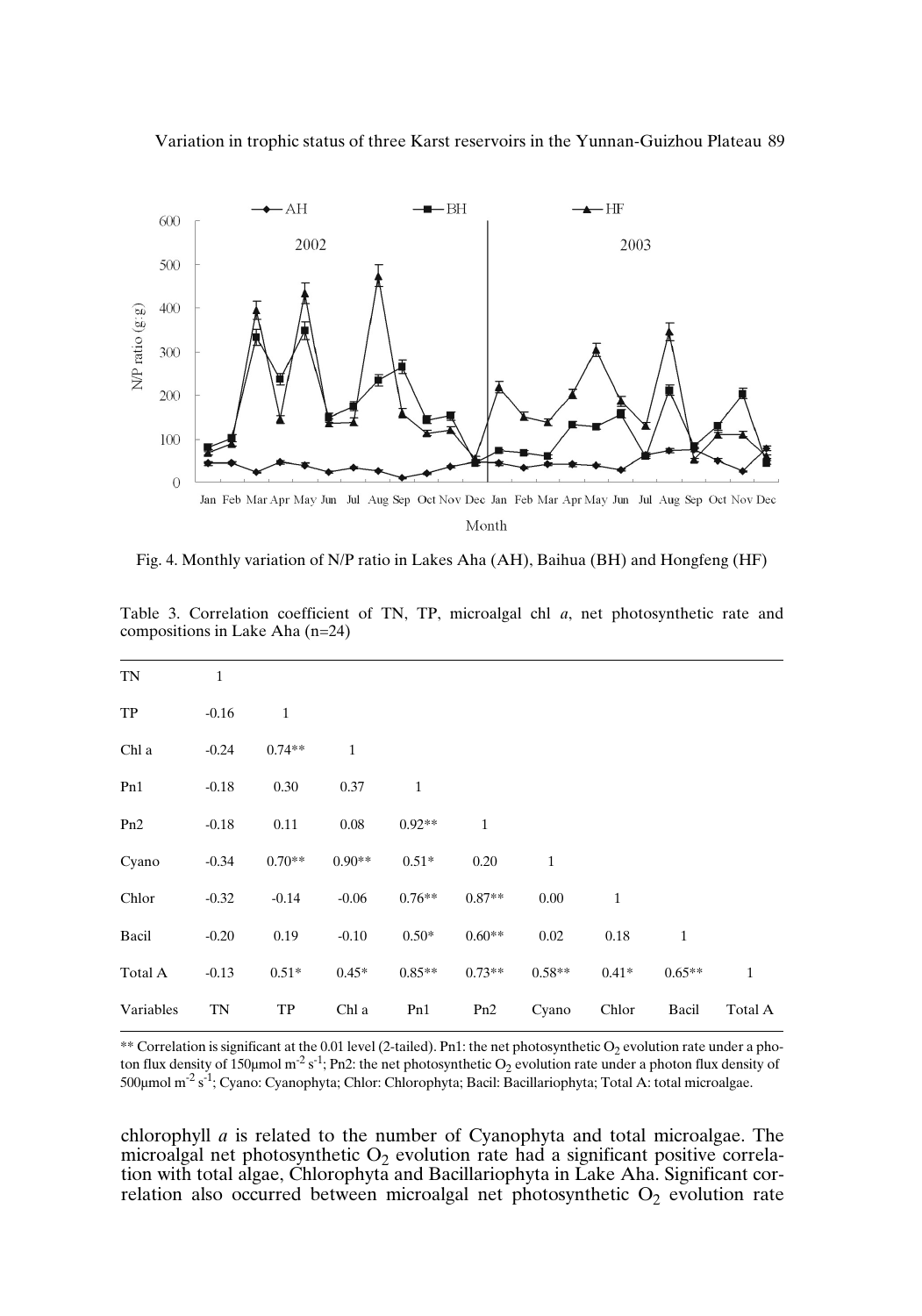Fig. 4. Monthly variation of N/P ratio in Lakes Aha (AH), Baihua (BH) and Hongfeng (HF)

Table 3. Correlation coefficient of TN, TP, microalgal chl *a*, net photosynthetic rate and compositions in Lake Aha (n=24)

| | | | | | | | | | |
|---|---|---|---|---|---|---|---|---|---|
| TN | 1 | | | | | | | | |
| TP | -0.16 | 1 | | | | | | | |
| Chl a | -0.24 | 0.74** | 1 | | | | | | |
| Pn1 | -0.18 | 0.30 | 0.37 | 1 | | | | | |
| Pn2 | -0.18 | 0.11 | 0.08 | 0.92** | 1 | | | | |
| Cyano | -0.34 | 0.70** | 0.90** | 0.51* | 0.20 | 1 | | | |
| Chlor | -0.32 | -0.14 | -0.06 | 0.76** | 0.87** | 0.00 | 1 | | |
| Bacil | -0.20 | 0.19 | -0.10 | 0.50* | 0.60** | 0.02 | 0.18 | 1 | |
| Total A | -0.13 | 0.51* | 0.45* | 0.85** | 0.73** | 0.58** | 0.41* | 0.65** | 1 |
| Variables | TN | TP | Chl a | Pn1 | Pn2 | Cyano | Chlor | Bacil | Total A |

** Correlation is significant at the 0.01 level (2-tailed). Pn1: the net photosynthetic $O_2$ evolution rate under a photon flux density of 150μmol $m^{-2}$ $s^{-1}$; Pn2: the net photosynthetic $O_2$ evolution rate under a photon flux density of 500μmol $m^{-2}$ $s^{-1}$; Cyano: Cyanophyta; Chlor: Chlorophyta; Bacil: Bacillariophyta; Total A: total microalgae.

chlorophyll *a* is related to the number of Cyanophyta and total microalgae. The microalgal net photosynthetic $O_2$ evolution rate had a significant positive correlation with total algae, Chlorophyta and Bacillariophyta in Lake Aha. Significant correlation also occurred between microalgal net photosynthetic $O_2$ evolution rate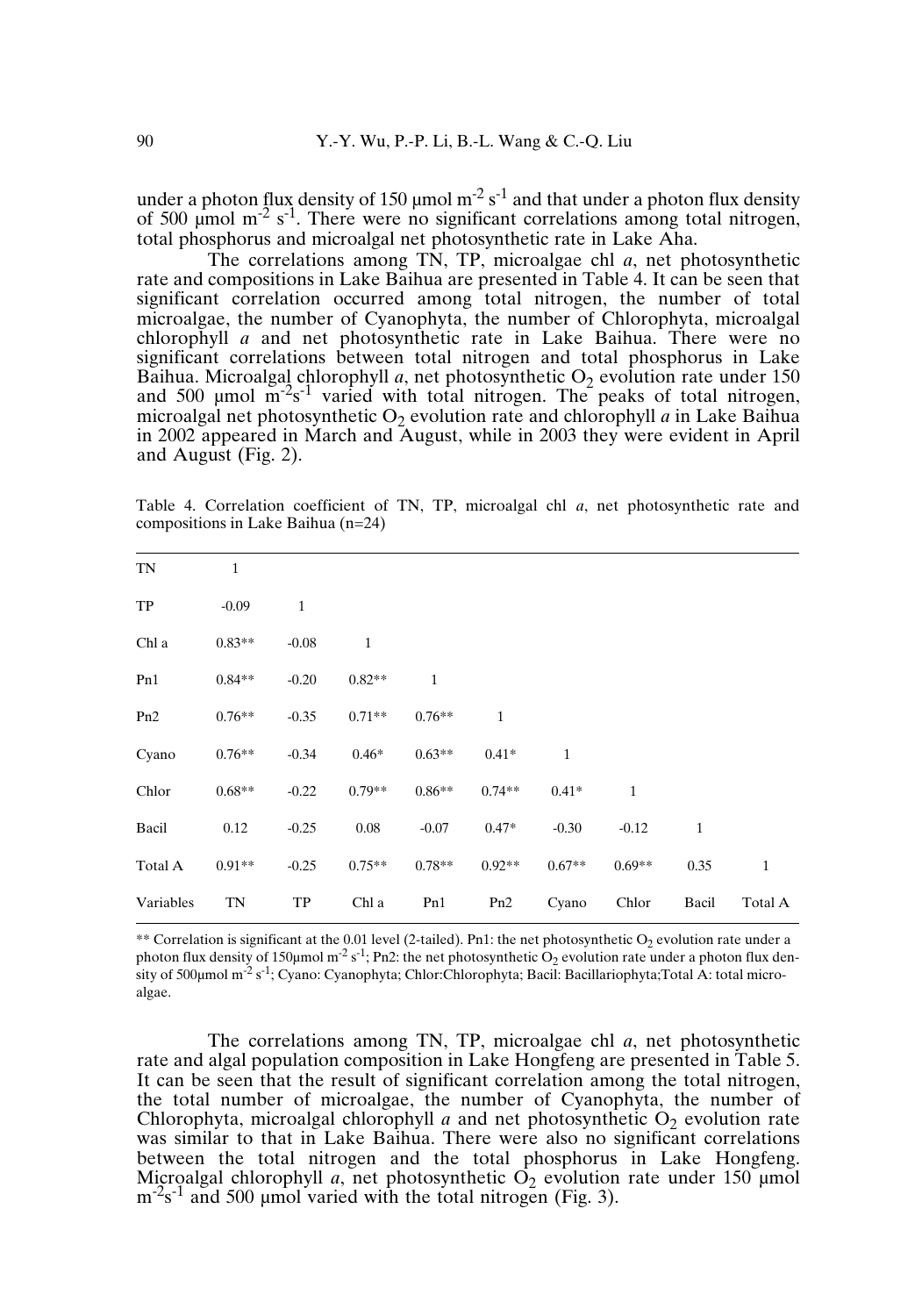under a photon flux density of 150 μmol $m^{-2}$ $s^{-1}$ and that under a photon flux density of 500 μmol $m^{-2}$ $s^{-1}$. There were no significant correlations among total nitrogen, total phosphorus and microalgal net photosynthetic rate in Lake Aha.

The correlations among TN, TP, microalgae chl *a*, net photosynthetic rate and compositions in Lake Baihua are presented in Table 4. It can be seen that significant correlation occurred among total nitrogen, the number of total microalgae, the number of Cyanophyta, the number of Chlorophyta, microalgal chlorophyll *a* and net photosynthetic rate in Lake Baihua. There were no significant correlations between total nitrogen and total phosphorus in Lake Baihua. Microalgal chlorophyll *a*, net photosynthetic $O_2$ evolution rate under 150 and 500 μmol $m^{-2}s^{-1}$ varied with total nitrogen. The peaks of total nitrogen, microalgal net photosynthetic $O_2$ evolution rate and chlorophyll *a* in Lake Baihua in 2002 appeared in March and August, while in 2003 they were evident in April and August (Fig. 2).

Table 4. Correlation coefficient of TN, TP, microalgal chl *a*, net photosynthetic rate and compositions in Lake Baihua (n=24)

| Variables | TN | TP | Chl a | Pn1 | Pn2 | Cyano | Chlor | Bacil | Total A |
|---|---|---|---|---|---|---|---|---|---|
| TN | 1 | | | | | | | | |
| TP | -0.09 | 1 | | | | | | | |
| Chl a | 0.83** | -0.08 | 1 | | | | | | |
| Pn1 | 0.84** | -0.20 | 0.82** | 1 | | | | | |
| Pn2 | 0.76** | -0.35 | 0.71** | 0.76** | 1 | | | | |
| Cyano | 0.76** | -0.34 | 0.46* | 0.63** | 0.41* | 1 | | | |
| Chlor | 0.68** | -0.22 | 0.79** | 0.86** | 0.74** | 0.41* | 1 | | |
| Bacil | 0.12 | -0.25 | 0.08 | -0.07 | 0.47* | -0.30 | -0.12 | 1 | |
| Total A | 0.91** | -0.25 | 0.75** | 0.78** | 0.92** | 0.67** | 0.69** | 0.35 | 1 |

** Correlation is significant at the 0.01 level (2-tailed). Pn1: the net photosynthetic $O_2$ evolution rate under a photon flux density of 150μmol $m^{-2}$ $s^{-1}$; Pn2: the net photosynthetic $O_2$ evolution rate under a photon flux density of 500μmol $m^{-2}$ $s^{-1}$; Cyano: Cyanophyta; Chlor:Chlorophyta; Bacil: Bacillariophyta;Total A: total microalgae.

The correlations among TN, TP, microalgae chl *a*, net photosynthetic rate and algal population composition in Lake Hongfeng are presented in Table 5. It can be seen that the result of significant correlation among the total nitrogen, the total number of microalgae, the number of Cyanophyta, the number of Chlorophyta, microalgal chlorophyll *a* and net photosynthetic $O_2$ evolution rate was similar to that in Lake Baihua. There were also no significant correlations between the total nitrogen and the total phosphorus in Lake Hongfeng. Microalgal chlorophyll *a*, net photosynthetic $O_2$ evolution rate under 150 μmol $m^{-2}s^{-1}$ and 500 μmol varied with the total nitrogen (Fig. 3).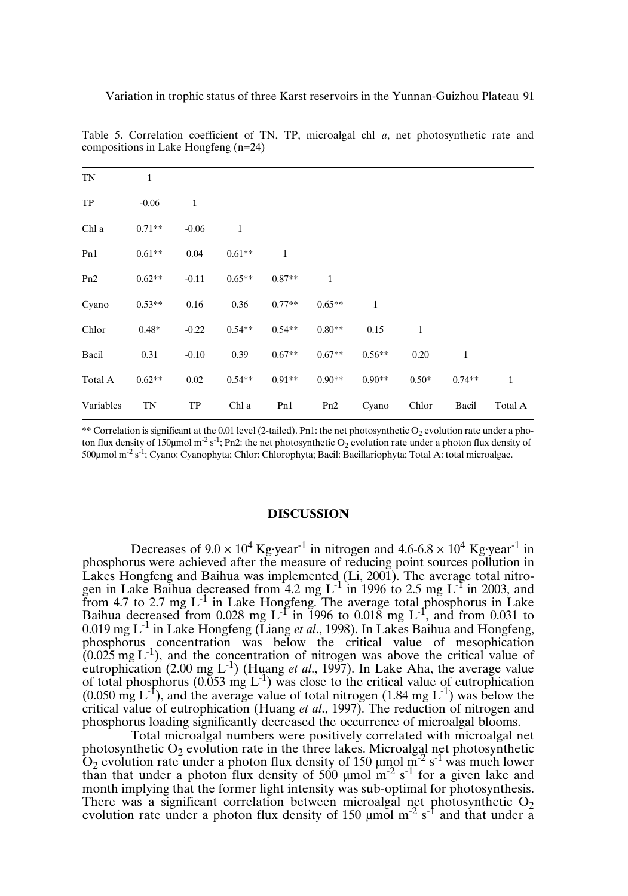Table 5. Correlation coefficient of TN, TP, microalgal chl *a*, net photosynthetic rate and compositions in Lake Hongfeng (n=24)

| | | | | | | | | | |
|---|---|---|---|---|---|---|---|---|---|
| TN | 1 | | | | | | | | |
| TP | -0.06 | 1 | | | | | | | |
| Chl a | 0.71** | -0.06 | 1 | | | | | | |
| Pn1 | 0.61** | 0.04 | 0.61** | 1 | | | | | |
| Pn2 | 0.62** | -0.11 | 0.65** | 0.87** | 1 | | | | |
| Cyano | 0.53** | 0.16 | 0.36 | 0.77** | 0.65** | 1 | | | |
| Chlor | 0.48* | -0.22 | 0.54** | 0.54** | 0.80** | 0.15 | 1 | | |
| Bacil | 0.31 | -0.10 | 0.39 | 0.67** | 0.67** | 0.56** | 0.20 | 1 | |
| Total A | 0.62** | 0.02 | 0.54** | 0.91** | 0.90** | 0.90** | 0.50* | 0.74** | 1 |
| Variables | TN | TP | Chl a | Pn1 | Pn2 | Cyano | Chlor | Bacil | Total A |

** Correlation is significant at the 0.01 level (2-tailed). Pn1: the net photosynthetic $O_2$ evolution rate under a photon flux density of 150μmol $m^{-2}$ $s^{-1}$; Pn2: the net photosynthetic $O_2$ evolution rate under a photon flux density of 500μmol $m^{-2}$ $s^{-1}$; Cyano: Cyanophyta; Chlor: Chlorophyta; Bacil: Bacillariophyta; Total A: total microalgae.

## DISCUSSION

Decreases of $9.0 \times 10^4$ Kg·year$^{-1}$ in nitrogen and 4.6-6.8 $\times 10^4$ Kg·year$^{-1}$ in phosphorus were achieved after the measure of reducing point sources pollution in Lakes Hongfeng and Baihua was implemented (Li, 2001). The average total nitrogen in Lake Baihua decreased from 4.2 mg $L^{-1}$ in 1996 to 2.5 mg $L^{-1}$ in 2003, and from 4.7 to 2.7 mg $L^{-1}$ in Lake Hongfeng. The average total phosphorus in Lake Baihua decreased from 0.028 mg $L^{-1}$ in 1996 to 0.018 mg $L^{-1}$, and from 0.031 to 0.019 mg $L^{-1}$ in Lake Hongfeng (Liang *et al*., 1998). In Lakes Baihua and Hongfeng, phosphorus concentration was below the critical value of mesophication (0.025 mg $L^{-1}$), and the concentration of nitrogen was above the critical value of eutrophication (2.00 mg $L^{-1}$) (Huang *et al*., 1997). In Lake Aha, the average value of total phosphorus (0.053 mg $L^{-1}$) was close to the critical value of eutrophication (0.050 mg $L^{-1}$), and the average value of total nitrogen (1.84 mg $L^{-1}$) was below the critical value of eutrophication (Huang *et al*., 1997). The reduction of nitrogen and phosphorus loading significantly decreased the occurrence of microalgal blooms.

Total microalgal numbers were positively correlated with microalgal net photosynthetic $O_2$ evolution rate in the three lakes. Microalgal net photosynthetic $O_2$ evolution rate under a photon flux density of 150 μmol $m^{-2}$ $s^{-1}$ was much lower than that under a photon flux density of 500 μmol $m^{-2}$ $s^{-1}$ for a given lake and month implying that the former light intensity was sub-optimal for photosynthesis. There was a significant correlation between microalgal net photosynthetic $O_2$ evolution rate under a photon flux density of 150 μmol $m^{-2}$ $s^{-1}$ and that under a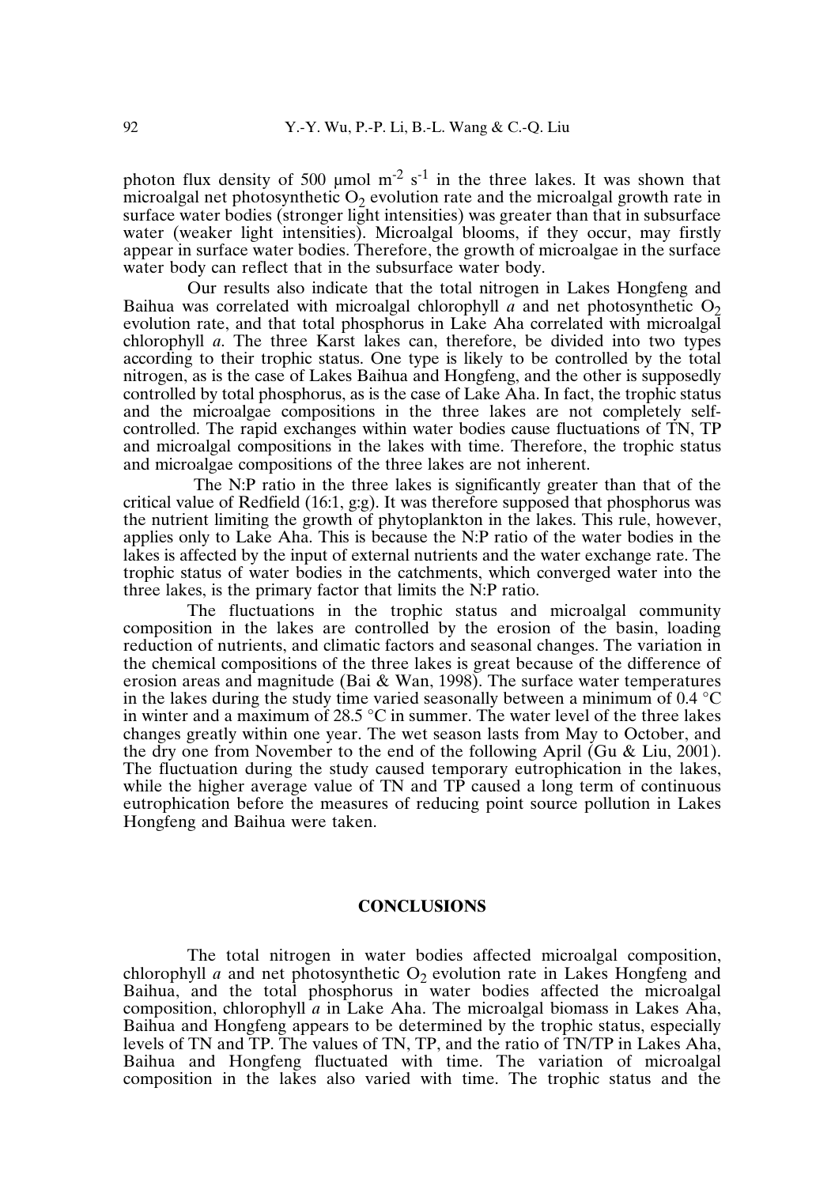photon flux density of 500 μmol $m^{-2}$ $s^{-1}$ in the three lakes. It was shown that microalgal net photosynthetic $O_2$ evolution rate and the microalgal growth rate in surface water bodies (stronger light intensities) was greater than that in subsurface water (weaker light intensities). Microalgal blooms, if they occur, may firstly appear in surface water bodies. Therefore, the growth of microalgae in the surface water body can reflect that in the subsurface water body.

Our results also indicate that the total nitrogen in Lakes Hongfeng and Baihua was correlated with microalgal chlorophyll *a* and net photosynthetic $O_2$ evolution rate, and that total phosphorus in Lake Aha correlated with microalgal chlorophyll *a*. The three Karst lakes can, therefore, be divided into two types according to their trophic status. One type is likely to be controlled by the total nitrogen, as is the case of Lakes Baihua and Hongfeng, and the other is supposedly controlled by total phosphorus, as is the case of Lake Aha. In fact, the trophic status and the microalgae compositions in the three lakes are not completely self-controlled. The rapid exchanges within water bodies cause fluctuations of TN, TP and microalgal compositions in the lakes with time. Therefore, the trophic status and microalgae compositions of the three lakes are not inherent.

The N:P ratio in the three lakes is significantly greater than that of the critical value of Redfield (16:1, g:g). It was therefore supposed that phosphorus was the nutrient limiting the growth of phytoplankton in the lakes. This rule, however, applies only to Lake Aha. This is because the N:P ratio of the water bodies in the lakes is affected by the input of external nutrients and the water exchange rate. The trophic status of water bodies in the catchments, which converged water into the three lakes, is the primary factor that limits the N:P ratio.

The fluctuations in the trophic status and microalgal community composition in the lakes are controlled by the erosion of the basin, loading reduction of nutrients, and climatic factors and seasonal changes. The variation in the chemical compositions of the three lakes is great because of the difference of erosion areas and magnitude (Bai & Wan, 1998). The surface water temperatures in the lakes during the study time varied seasonally between a minimum of 0.4 °C in winter and a maximum of 28.5 °C in summer. The water level of the three lakes changes greatly within one year. The wet season lasts from May to October, and the dry one from November to the end of the following April (Gu & Liu, 2001). The fluctuation during the study caused temporary eutrophication in the lakes, while the higher average value of TN and TP caused a long term of continuous eutrophication before the measures of reducing point source pollution in Lakes Hongfeng and Baihua were taken.

## CONCLUSIONS

The total nitrogen in water bodies affected microalgal composition, chlorophyll *a* and net photosynthetic $O_2$ evolution rate in Lakes Hongfeng and Baihua, and the total phosphorus in water bodies affected the microalgal composition, chlorophyll *a* in Lake Aha. The microalgal biomass in Lakes Aha, Baihua and Hongfeng appears to be determined by the trophic status, especially levels of TN and TP. The values of TN, TP, and the ratio of TN/TP in Lakes Aha, Baihua and Hongfeng fluctuated with time. The variation of microalgal composition in the lakes also varied with time. The trophic status and the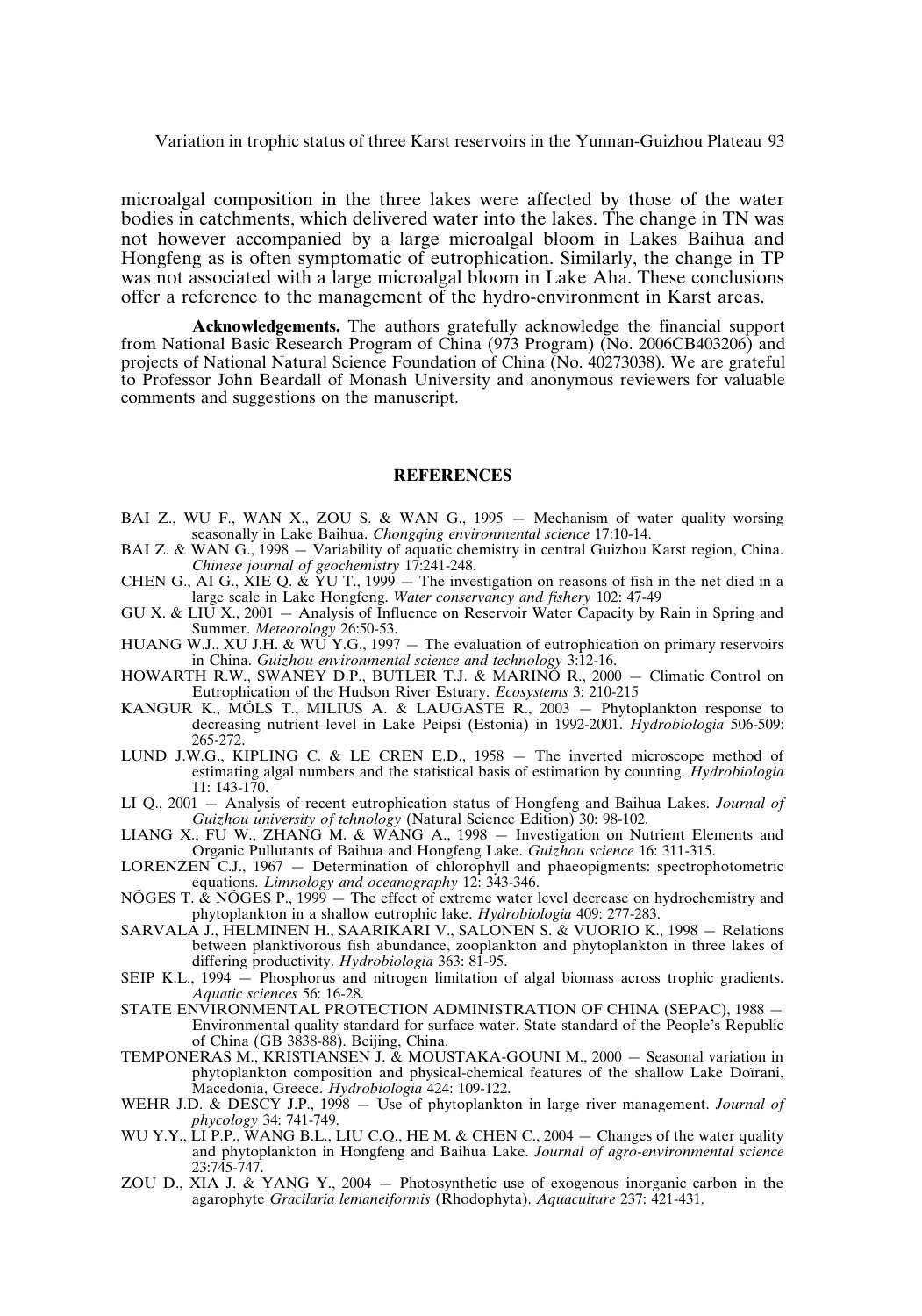microalgal composition in the three lakes were affected by those of the water bodies in catchments, which delivered water into the lakes. The change in TN was not however accompanied by a large microalgal bloom in Lakes Baihua and Hongfeng as is often symptomatic of eutrophication. Similarly, the change in TP was not associated with a large microalgal bloom in Lake Aha. These conclusions offer a reference to the management of the hydro-environment in Karst areas.

**Acknowledgements.** The authors gratefully acknowledge the financial support from National Basic Research Program of China (973 Program) (No. 2006CB403206) and projects of National Natural Science Foundation of China (No. 40273038). We are grateful to Professor John Beardall of Monash University and anonymous reviewers for valuable comments and suggestions on the manuscript.

## REFERENCES

BAI Z., WU F., WAN X., ZOU S. & WAN G., 1995 — Mechanism of water quality worsing seasonally in Lake Baihua. *Chongqing environmental science* 17:10-14.

BAI Z. & WAN G., 1998 — Variability of aquatic chemistry in central Guizhou Karst region, China. *Chinese journal of geochemistry* 17:241-248.

CHEN G., AI G., XIE Q. & YU T., 1999 — The investigation on reasons of fish in the net died in a large scale in Lake Hongfeng. *Water conservancy and fishery* 102: 47-49

GU X. & LIU X., 2001 — Analysis of Influence on Reservoir Water Capacity by Rain in Spring and Summer. *Meteorology* 26:50-53.

HUANG W.J., XU J.H. & WU Y.G., 1997 — The evaluation of eutrophication on primary reservoirs in China. *Guizhou environmental science and technology* 3:12-16.

HOWARTH R.W., SWANEY D.P., BUTLER T.J. & MARINO R., 2000 — Climatic Control on Eutrophication of the Hudson River Estuary. *Ecosystems* 3: 210-215

KANGUR K., MÖLS T., MILIUS A. & LAUGASTE R., 2003 — Phytoplankton response to decreasing nutrient level in Lake Peipsi (Estonia) in 1992-2001. *Hydrobiologia* 506-509: 265-272.

LUND J.W.G., KIPLING C. & LE CREN E.D., 1958 — The inverted microscope method of estimating algal numbers and the statistical basis of estimation by counting. *Hydrobiologia* 11: 143-170.

LI Q., 2001 — Analysis of recent eutrophication status of Hongfeng and Baihua Lakes. *Journal of Guizhou university of tchnology* (Natural Science Edition) 30: 98-102.

LIANG X., FU W., ZHANG M. & WANG A., 1998 — Investigation on Nutrient Elements and Organic Pullutants of Baihua and Hongfeng Lake. *Guizhou science* 16: 311-315.

LORENZEN C.J., 1967 — Determination of chlorophyll and phaeopigments: spectrophotometric equations. *Limnology and oceanography* 12: 343-346.

NÕGES T. & NÕGES P., 1999 — The effect of extreme water level decrease on hydrochemistry and phytoplankton in a shallow eutrophic lake. *Hydrobiologia* 409: 277-283.

SARVALA J., HELMINEN H., SAARIKARI V., SALONEN S. & VUORIO K., 1998 — Relations between planktivorous fish abundance, zooplankton and phytoplankton in three lakes of differing productivity. *Hydrobiologia* 363: 81-95.

SEIP K.L., 1994 — Phosphorus and nitrogen limitation of algal biomass across trophic gradients. *Aquatic sciences* 56: 16-28.

STATE ENVIRONMENTAL PROTECTION ADMINISTRATION OF CHINA (SEPAC), 1988 — Environmental quality standard for surface water. State standard of the People's Republic of China (GB 3838-88). Beijing, China.

TEMPONERAS M., KRISTIANSEN J. & MOUSTAKA-GOUNI M., 2000 — Seasonal variation in phytoplankton composition and physical-chemical features of the shallow Lake Doïrani, Macedonia, Greece. *Hydrobiologia* 424: 109-122.

WEHR J.D. & DESCY J.P., 1998 — Use of phytoplankton in large river management. *Journal of phycology* 34: 741-749.

WU Y.Y., LI P.P., WANG B.L., LIU C.Q., HE M. & CHEN C., 2004 — Changes of the water quality and phytoplankton in Hongfeng and Baihua Lake. *Journal of agro-environmental science* 23:745-747.

ZOU D., XIA J. & YANG Y., 2004 — Photosynthetic use of exogenous inorganic carbon in the agarophyte *Gracilaria lemaneiformis* (Rhodophyta). *Aquaculture* 237: 421-431.